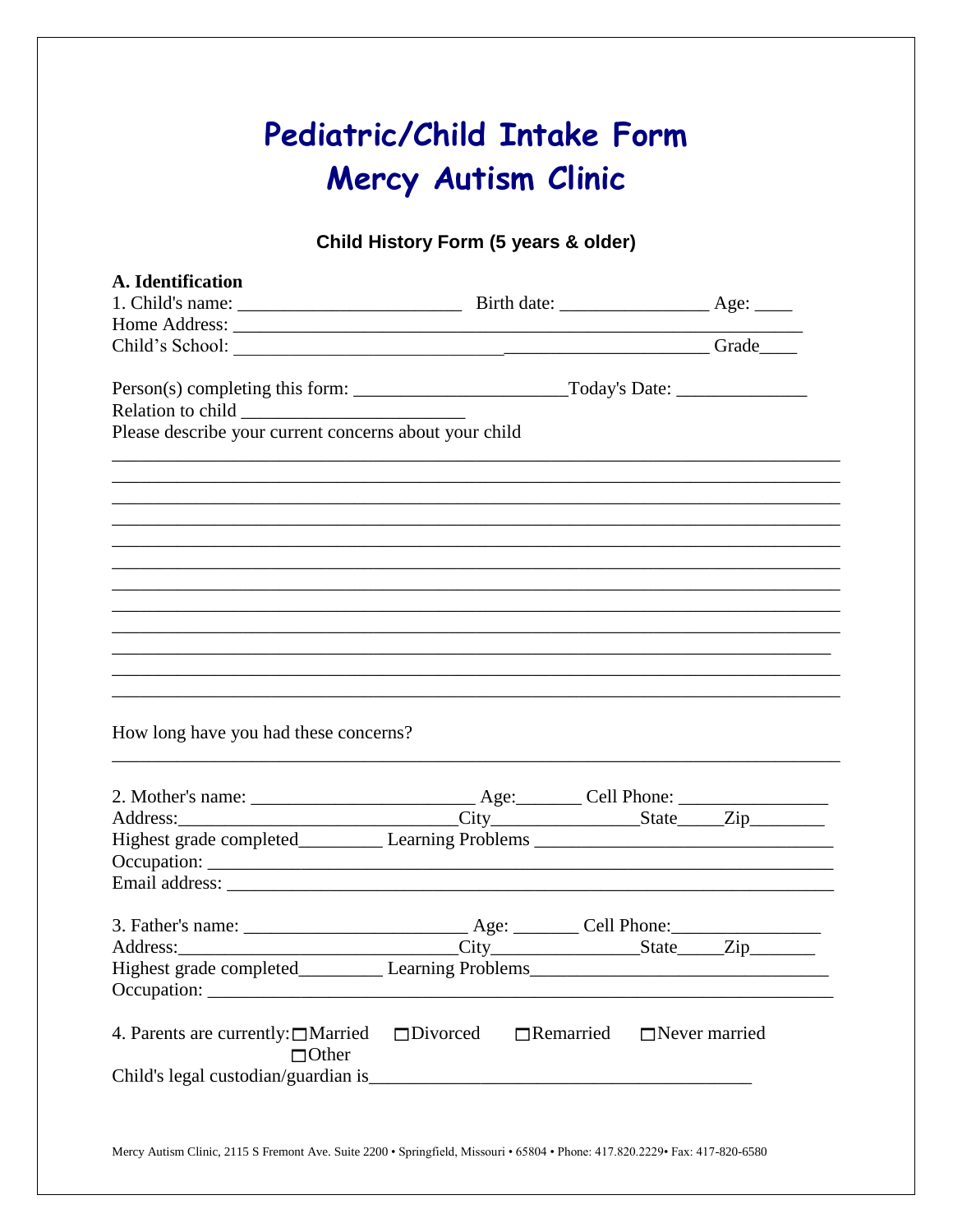# Pediatric/Child Intake Form
# Mercy Autism Clinic

**Child History Form (5 years & older)**

**A. Identification**

1. Child's name: ________________________ Birth date: ________________ Age: ____

Home Address: _____________________________________________________________

Child's School: ______________________________________________________ Grade____

Person(s) completing this form: ______________________Today's Date: ______________

Relation to child ________________________

Please describe your current concerns about your child

_______________________________________________________________________________

_______________________________________________________________________________

_______________________________________________________________________________

_______________________________________________________________________________

_______________________________________________________________________________

_______________________________________________________________________________

_______________________________________________________________________________

_______________________________________________________________________________

_______________________________________________________________________________

_______________________________________________________________________________

_______________________________________________________________________________

_______________________________________________________________________________

How long have you had these concerns?

_______________________________________________________________________________

2. Mother's name: ________________________ Age:_______ Cell Phone: ________________

Address:_____________________________City_______________State_____Zip________

Highest grade completed_________ Learning Problems _______________________________

Occupation: ____________________________________________________________________

Email address: __________________________________________________________________

3. Father's name: ________________________ Age: _______ Cell Phone:________________

Address:_____________________________City_______________State_____Zip_______

Highest grade completed_________ Learning Problems______________________________

Occupation: ____________________________________________________________________

4. Parents are currently: ☐Married ☐Divorced ☐Remarried ☐Never married ☐Other

Child's legal custodian/guardian is_________________________________________

Mercy Autism Clinic, 2115 S Fremont Ave. Suite 2200 • Springfield, Missouri • 65804 • Phone: 417.820.2229• Fax: 417-820-6580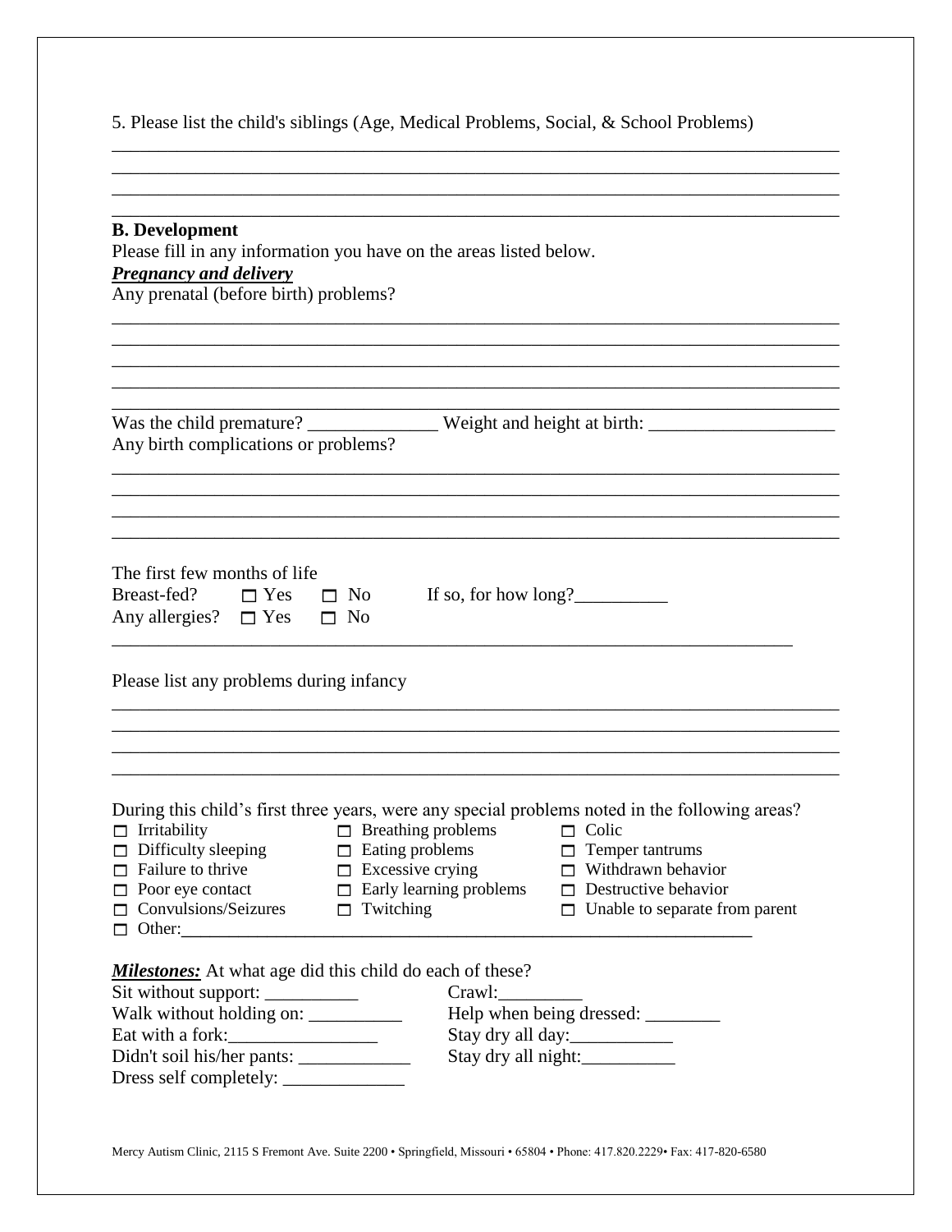5. Please list the child's siblings (Age, Medical Problems, Social, & School Problems)

________________________________________________________________________________
________________________________________________________________________________
________________________________________________________________________________
________________________________________________________________________________

**B. Development**

Please fill in any information you have on the areas listed below.

***Pregnancy and delivery***

Any prenatal (before birth) problems?

________________________________________________________________________________
________________________________________________________________________________
________________________________________________________________________________
________________________________________________________________________________
________________________________________________________________________________

Was the child premature? ______________ Weight and height at birth: ____________________

Any birth complications or problems?

________________________________________________________________________________
________________________________________________________________________________
________________________________________________________________________________
________________________________________________________________________________

The first few months of life

Breast-fed? ☐ Yes ☐ No If so, for how long?__________

Any allergies? ☐ Yes ☐ No

____________________________________________________________________________

Please list any problems during infancy

________________________________________________________________________________
________________________________________________________________________________
________________________________________________________________________________
________________________________________________________________________________

During this child's first three years, were any special problems noted in the following areas?

- ☐ Irritability
- ☐ Breathing problems
- ☐ Colic
- ☐ Difficulty sleeping
- ☐ Eating problems
- ☐ Temper tantrums
- ☐ Failure to thrive
- ☐ Excessive crying
- ☐ Withdrawn behavior
- ☐ Poor eye contact
- ☐ Early learning problems
- ☐ Destructive behavior
- ☐ Convulsions/Seizures
- ☐ Twitching
- ☐ Unable to separate from parent
- ☐ Other:_____________________________________________________________

***Milestones:*** At what age did this child do each of these?

Sit without support: __________ Crawl:_________

Walk without holding on: __________ Help when being dressed: ________

Eat with a fork:________________ Stay dry all day:___________

Didn't soil his/her pants: ____________ Stay dry all night:__________

Dress self completely: _____________

Mercy Autism Clinic, 2115 S Fremont Ave. Suite 2200 • Springfield, Missouri • 65804 • Phone: 417.820.2229• Fax: 417-820-6580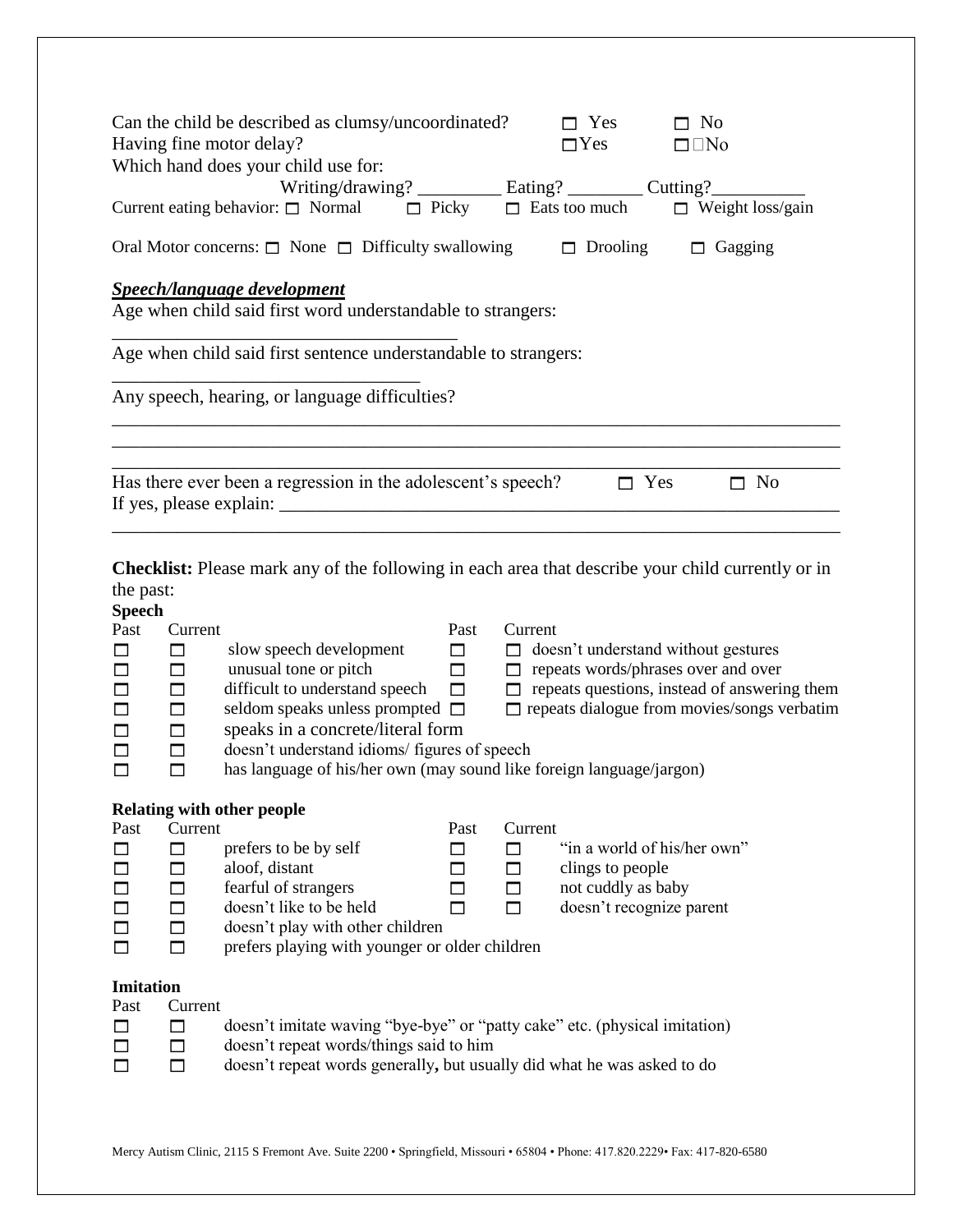Can the child be described as clumsy/uncoordinated? ☐ Yes ☐ No

Having fine motor delay? ☐ Yes ☐ No

Which hand does your child use for:

Writing/drawing? _________ Eating? ________ Cutting? __________

Current eating behavior: ☐ Normal ☐ Picky ☐ Eats too much ☐ Weight loss/gain

Oral Motor concerns: ☐ None ☐ Difficulty swallowing ☐ Drooling ☐ Gagging

***Speech/language development***

Age when child said first word understandable to strangers:

_____________________________________

Age when child said first sentence understandable to strangers:

_________________________________

Any speech, hearing, or language difficulties?

______________________________________________________________________________

______________________________________________________________________________

______________________________________________________________________________

Has there ever been a regression in the adolescent's speech? ☐ Yes ☐ No

If yes, please explain: _______________________________________________________________

______________________________________________________________________________

**Checklist:** Please mark any of the following in each area that describe your child currently or in the past:

**Speech**

| Past | Current | | Past | Current | |
|---|---|---|---|---|---|
| ☐ | ☐ | slow speech development | ☐ | ☐ | doesn't understand without gestures |
| ☐ | ☐ | unusual tone or pitch | ☐ | ☐ | repeats words/phrases over and over |
| ☐ | ☐ | difficult to understand speech | ☐ | ☐ | repeats questions, instead of answering them |
| ☐ | ☐ | seldom speaks unless prompted | ☐ | ☐ | repeats dialogue from movies/songs verbatim |
| ☐ | ☐ | speaks in a concrete/literal form | | | |
| ☐ | ☐ | doesn't understand idioms/ figures of speech | | | |
| ☐ | ☐ | has language of his/her own (may sound like foreign language/jargon) | | | |

**Relating with other people**

| Past | Current | | Past | Current | |
|---|---|---|---|---|---|
| ☐ | ☐ | prefers to be by self | ☐ | ☐ | "in a world of his/her own" |
| ☐ | ☐ | aloof, distant | ☐ | ☐ | clings to people |
| ☐ | ☐ | fearful of strangers | ☐ | ☐ | not cuddly as baby |
| ☐ | ☐ | doesn't like to be held | ☐ | ☐ | doesn't recognize parent |
| ☐ | ☐ | doesn't play with other children | | | |
| ☐ | ☐ | prefers playing with younger or older children | | | |

**Imitation**

| Past | Current | |
|---|---|---|
| ☐ | ☐ | doesn't imitate waving "bye-bye" or "patty cake" etc. (physical imitation) |
| ☐ | ☐ | doesn't repeat words/things said to him |
| ☐ | ☐ | doesn't repeat words generally, but usually did what he was asked to do |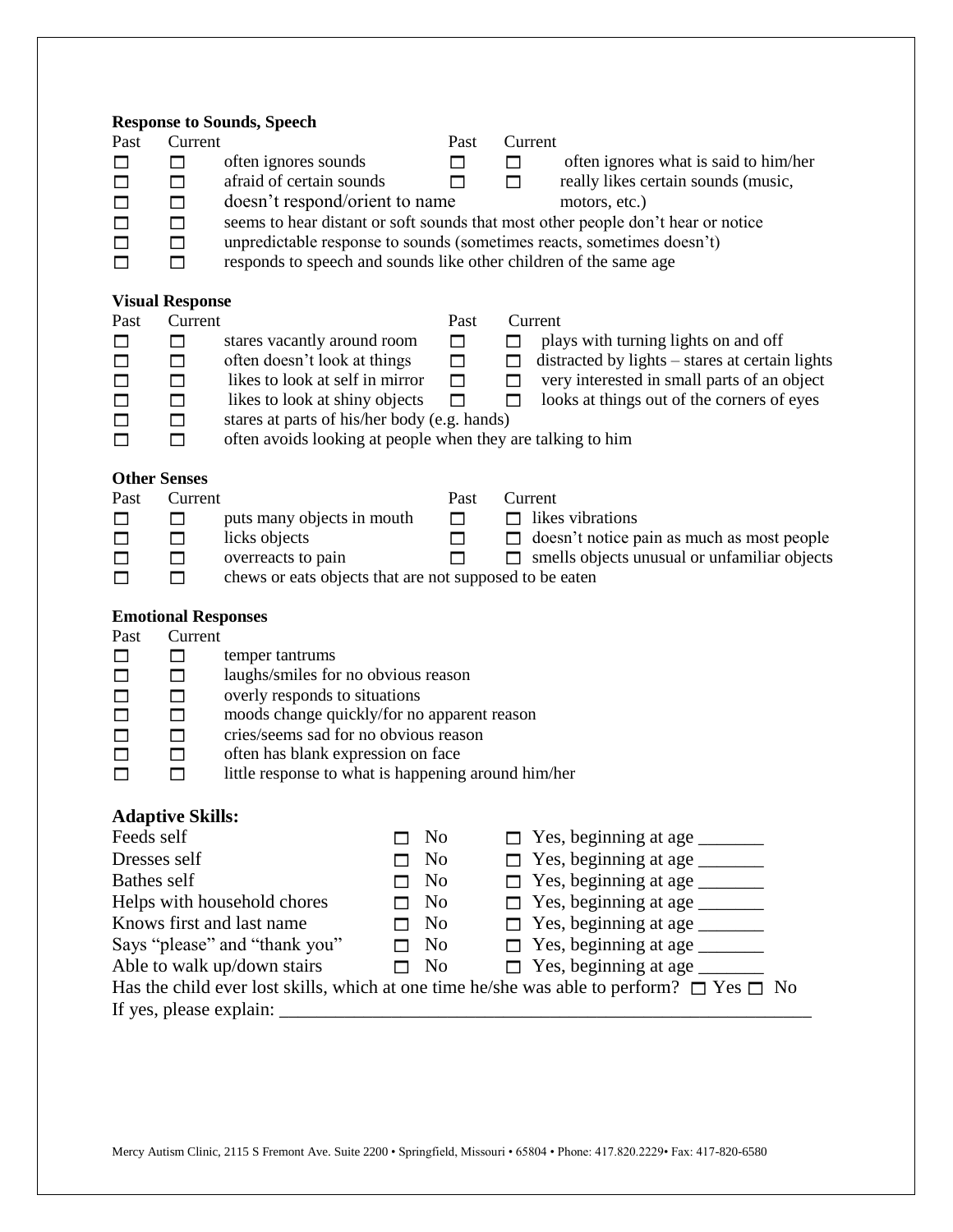**Response to Sounds, Speech**

| Past | Current | | Past | Current | |
|---|---|---|---|---|---|
| ☐ | ☐ | often ignores sounds | ☐ | ☐ | often ignores what is said to him/her |
| ☐ | ☐ | afraid of certain sounds | ☐ | ☐ | really likes certain sounds (music, motors, etc.) |
| ☐ | ☐ | doesn't respond/orient to name | | | |
| ☐ | ☐ | seems to hear distant or soft sounds that most other people don't hear or notice | | | |
| ☐ | ☐ | unpredictable response to sounds (sometimes reacts, sometimes doesn't) | | | |
| ☐ | ☐ | responds to speech and sounds like other children of the same age | | | |

**Visual Response**

| Past | Current | | Past | Current | |
|---|---|---|---|---|---|
| ☐ | ☐ | stares vacantly around room | ☐ | ☐ | plays with turning lights on and off |
| ☐ | ☐ | often doesn't look at things | ☐ | ☐ | distracted by lights – stares at certain lights |
| ☐ | ☐ | likes to look at self in mirror | ☐ | ☐ | very interested in small parts of an object |
| ☐ | ☐ | likes to look at shiny objects | ☐ | ☐ | looks at things out of the corners of eyes |
| ☐ | ☐ | stares at parts of his/her body (e.g. hands) | | | |
| ☐ | ☐ | often avoids looking at people when they are talking to him | | | |

**Other Senses**

| Past | Current | | Past | Current | |
|---|---|---|---|---|---|
| ☐ | ☐ | puts many objects in mouth | ☐ | ☐ | likes vibrations |
| ☐ | ☐ | licks objects | ☐ | ☐ | doesn't notice pain as much as most people |
| ☐ | ☐ | overreacts to pain | ☐ | ☐ | smells objects unusual or unfamiliar objects |
| ☐ | ☐ | chews or eats objects that are not supposed to be eaten | | | |

**Emotional Responses**

| Past | Current | |
|---|---|---|
| ☐ | ☐ | temper tantrums |
| ☐ | ☐ | laughs/smiles for no obvious reason |
| ☐ | ☐ | overly responds to situations |
| ☐ | ☐ | moods change quickly/for no apparent reason |
| ☐ | ☐ | cries/seems sad for no obvious reason |
| ☐ | ☐ | often has blank expression on face |
| ☐ | ☐ | little response to what is happening around him/her |

**Adaptive Skills:**

| | | |
|---|---|---|
| Feeds self | ☐ No | ☐ Yes, beginning at age _______ |
| Dresses self | ☐ No | ☐ Yes, beginning at age _______ |
| Bathes self | ☐ No | ☐ Yes, beginning at age _______ |
| Helps with household chores | ☐ No | ☐ Yes, beginning at age _______ |
| Knows first and last name | ☐ No | ☐ Yes, beginning at age _______ |
| Says "please" and "thank you" | ☐ No | ☐ Yes, beginning at age _______ |
| Able to walk up/down stairs | ☐ No | ☐ Yes, beginning at age _______ |

Has the child ever lost skills, which at one time he/she was able to perform? ☐ Yes ☐ No

If yes, please explain: ___________________________________________________________

Mercy Autism Clinic, 2115 S Fremont Ave. Suite 2200 • Springfield, Missouri • 65804 • Phone: 417.820.2229• Fax: 417-820-6580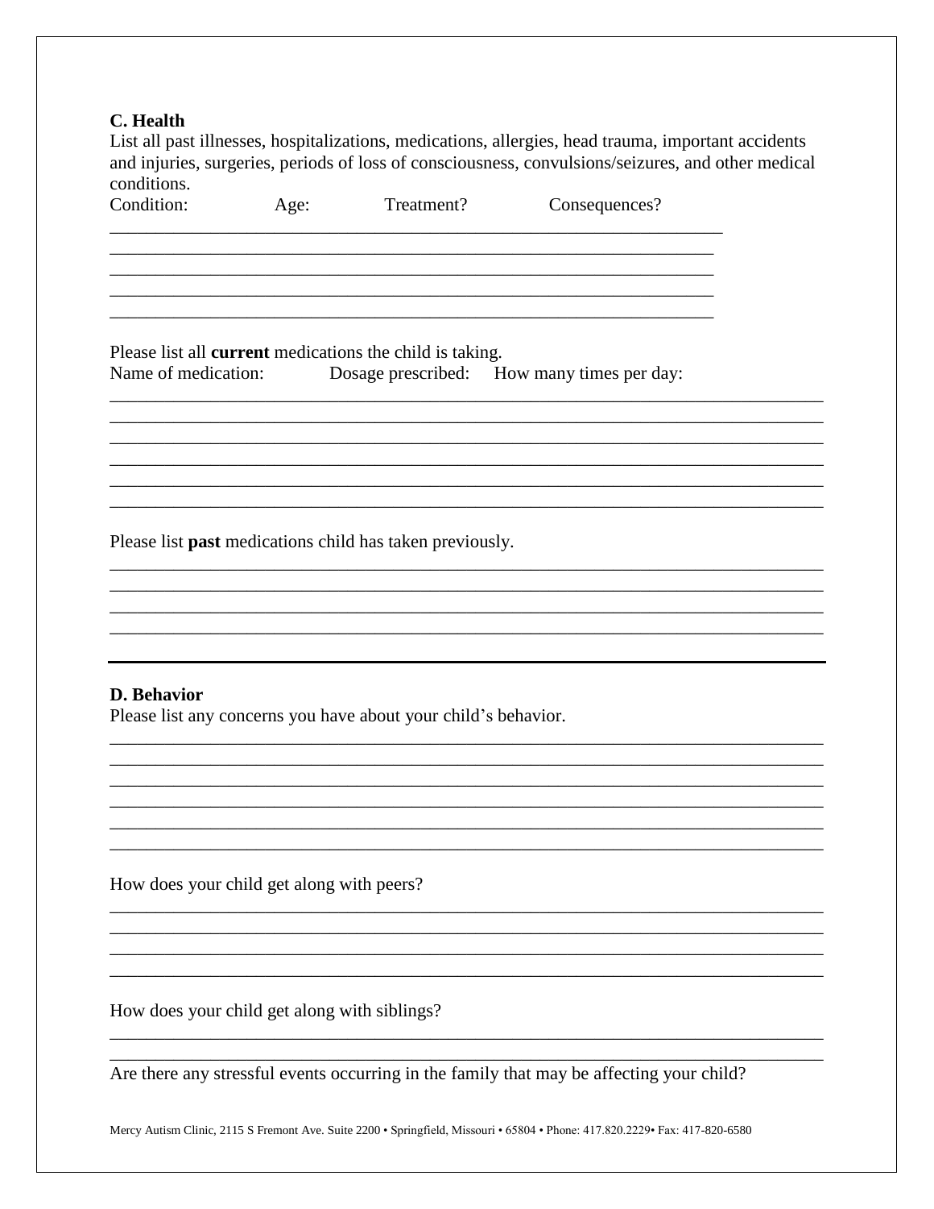## C. Health

List all past illnesses, hospitalizations, medications, allergies, head trauma, important accidents and injuries, surgeries, periods of loss of consciousness, convulsions/seizures, and other medical conditions.

Condition: Age: Treatment? Consequences?

\_\_\_\_\_\_\_\_\_\_\_\_\_\_\_\_\_\_\_\_\_\_\_\_\_\_\_\_\_\_\_\_\_\_\_\_\_\_\_\_\_\_\_\_\_\_\_\_\_\_\_\_\_\_\_\_\_\_\_\_\_\_\_\_
\_\_\_\_\_\_\_\_\_\_\_\_\_\_\_\_\_\_\_\_\_\_\_\_\_\_\_\_\_\_\_\_\_\_\_\_\_\_\_\_\_\_\_\_\_\_\_\_\_\_\_\_\_\_\_\_\_\_\_\_\_\_\_\_
\_\_\_\_\_\_\_\_\_\_\_\_\_\_\_\_\_\_\_\_\_\_\_\_\_\_\_\_\_\_\_\_\_\_\_\_\_\_\_\_\_\_\_\_\_\_\_\_\_\_\_\_\_\_\_\_\_\_\_\_\_\_\_\_
\_\_\_\_\_\_\_\_\_\_\_\_\_\_\_\_\_\_\_\_\_\_\_\_\_\_\_\_\_\_\_\_\_\_\_\_\_\_\_\_\_\_\_\_\_\_\_\_\_\_\_\_\_\_\_\_\_\_\_\_\_\_\_\_
\_\_\_\_\_\_\_\_\_\_\_\_\_\_\_\_\_\_\_\_\_\_\_\_\_\_\_\_\_\_\_\_\_\_\_\_\_\_\_\_\_\_\_\_\_\_\_\_\_\_\_\_\_\_\_\_\_\_\_\_\_\_\_\_

Please list all **current** medications the child is taking.

Name of medication: Dosage prescribed: How many times per day:

\_\_\_\_\_\_\_\_\_\_\_\_\_\_\_\_\_\_\_\_\_\_\_\_\_\_\_\_\_\_\_\_\_\_\_\_\_\_\_\_\_\_\_\_\_\_\_\_\_\_\_\_\_\_\_\_\_\_\_\_\_\_\_\_\_\_\_\_\_\_\_\_\_\_\_\_
\_\_\_\_\_\_\_\_\_\_\_\_\_\_\_\_\_\_\_\_\_\_\_\_\_\_\_\_\_\_\_\_\_\_\_\_\_\_\_\_\_\_\_\_\_\_\_\_\_\_\_\_\_\_\_\_\_\_\_\_\_\_\_\_\_\_\_\_\_\_\_\_\_\_\_\_
\_\_\_\_\_\_\_\_\_\_\_\_\_\_\_\_\_\_\_\_\_\_\_\_\_\_\_\_\_\_\_\_\_\_\_\_\_\_\_\_\_\_\_\_\_\_\_\_\_\_\_\_\_\_\_\_\_\_\_\_\_\_\_\_\_\_\_\_\_\_\_\_\_\_\_\_
\_\_\_\_\_\_\_\_\_\_\_\_\_\_\_\_\_\_\_\_\_\_\_\_\_\_\_\_\_\_\_\_\_\_\_\_\_\_\_\_\_\_\_\_\_\_\_\_\_\_\_\_\_\_\_\_\_\_\_\_\_\_\_\_\_\_\_\_\_\_\_\_\_\_\_\_
\_\_\_\_\_\_\_\_\_\_\_\_\_\_\_\_\_\_\_\_\_\_\_\_\_\_\_\_\_\_\_\_\_\_\_\_\_\_\_\_\_\_\_\_\_\_\_\_\_\_\_\_\_\_\_\_\_\_\_\_\_\_\_\_\_\_\_\_\_\_\_\_\_\_\_\_
\_\_\_\_\_\_\_\_\_\_\_\_\_\_\_\_\_\_\_\_\_\_\_\_\_\_\_\_\_\_\_\_\_\_\_\_\_\_\_\_\_\_\_\_\_\_\_\_\_\_\_\_\_\_\_\_\_\_\_\_\_\_\_\_\_\_\_\_\_\_\_\_\_\_\_\_

Please list **past** medications child has taken previously.

\_\_\_\_\_\_\_\_\_\_\_\_\_\_\_\_\_\_\_\_\_\_\_\_\_\_\_\_\_\_\_\_\_\_\_\_\_\_\_\_\_\_\_\_\_\_\_\_\_\_\_\_\_\_\_\_\_\_\_\_\_\_\_\_\_\_\_\_\_\_\_\_\_\_\_\_
\_\_\_\_\_\_\_\_\_\_\_\_\_\_\_\_\_\_\_\_\_\_\_\_\_\_\_\_\_\_\_\_\_\_\_\_\_\_\_\_\_\_\_\_\_\_\_\_\_\_\_\_\_\_\_\_\_\_\_\_\_\_\_\_\_\_\_\_\_\_\_\_\_\_\_\_
\_\_\_\_\_\_\_\_\_\_\_\_\_\_\_\_\_\_\_\_\_\_\_\_\_\_\_\_\_\_\_\_\_\_\_\_\_\_\_\_\_\_\_\_\_\_\_\_\_\_\_\_\_\_\_\_\_\_\_\_\_\_\_\_\_\_\_\_\_\_\_\_\_\_\_\_
\_\_\_\_\_\_\_\_\_\_\_\_\_\_\_\_\_\_\_\_\_\_\_\_\_\_\_\_\_\_\_\_\_\_\_\_\_\_\_\_\_\_\_\_\_\_\_\_\_\_\_\_\_\_\_\_\_\_\_\_\_\_\_\_\_\_\_\_\_\_\_\_\_\_\_\_

---

## D. Behavior

Please list any concerns you have about your child's behavior.

\_\_\_\_\_\_\_\_\_\_\_\_\_\_\_\_\_\_\_\_\_\_\_\_\_\_\_\_\_\_\_\_\_\_\_\_\_\_\_\_\_\_\_\_\_\_\_\_\_\_\_\_\_\_\_\_\_\_\_\_\_\_\_\_\_\_\_\_\_\_\_\_\_\_\_\_
\_\_\_\_\_\_\_\_\_\_\_\_\_\_\_\_\_\_\_\_\_\_\_\_\_\_\_\_\_\_\_\_\_\_\_\_\_\_\_\_\_\_\_\_\_\_\_\_\_\_\_\_\_\_\_\_\_\_\_\_\_\_\_\_\_\_\_\_\_\_\_\_\_\_\_\_
\_\_\_\_\_\_\_\_\_\_\_\_\_\_\_\_\_\_\_\_\_\_\_\_\_\_\_\_\_\_\_\_\_\_\_\_\_\_\_\_\_\_\_\_\_\_\_\_\_\_\_\_\_\_\_\_\_\_\_\_\_\_\_\_\_\_\_\_\_\_\_\_\_\_\_\_
\_\_\_\_\_\_\_\_\_\_\_\_\_\_\_\_\_\_\_\_\_\_\_\_\_\_\_\_\_\_\_\_\_\_\_\_\_\_\_\_\_\_\_\_\_\_\_\_\_\_\_\_\_\_\_\_\_\_\_\_\_\_\_\_\_\_\_\_\_\_\_\_\_\_\_\_
\_\_\_\_\_\_\_\_\_\_\_\_\_\_\_\_\_\_\_\_\_\_\_\_\_\_\_\_\_\_\_\_\_\_\_\_\_\_\_\_\_\_\_\_\_\_\_\_\_\_\_\_\_\_\_\_\_\_\_\_\_\_\_\_\_\_\_\_\_\_\_\_\_\_\_\_
\_\_\_\_\_\_\_\_\_\_\_\_\_\_\_\_\_\_\_\_\_\_\_\_\_\_\_\_\_\_\_\_\_\_\_\_\_\_\_\_\_\_\_\_\_\_\_\_\_\_\_\_\_\_\_\_\_\_\_\_\_\_\_\_\_\_\_\_\_\_\_\_\_\_\_\_

How does your child get along with peers?

\_\_\_\_\_\_\_\_\_\_\_\_\_\_\_\_\_\_\_\_\_\_\_\_\_\_\_\_\_\_\_\_\_\_\_\_\_\_\_\_\_\_\_\_\_\_\_\_\_\_\_\_\_\_\_\_\_\_\_\_\_\_\_\_\_\_\_\_\_\_\_\_\_\_\_\_
\_\_\_\_\_\_\_\_\_\_\_\_\_\_\_\_\_\_\_\_\_\_\_\_\_\_\_\_\_\_\_\_\_\_\_\_\_\_\_\_\_\_\_\_\_\_\_\_\_\_\_\_\_\_\_\_\_\_\_\_\_\_\_\_\_\_\_\_\_\_\_\_\_\_\_\_
\_\_\_\_\_\_\_\_\_\_\_\_\_\_\_\_\_\_\_\_\_\_\_\_\_\_\_\_\_\_\_\_\_\_\_\_\_\_\_\_\_\_\_\_\_\_\_\_\_\_\_\_\_\_\_\_\_\_\_\_\_\_\_\_\_\_\_\_\_\_\_\_\_\_\_\_
\_\_\_\_\_\_\_\_\_\_\_\_\_\_\_\_\_\_\_\_\_\_\_\_\_\_\_\_\_\_\_\_\_\_\_\_\_\_\_\_\_\_\_\_\_\_\_\_\_\_\_\_\_\_\_\_\_\_\_\_\_\_\_\_\_\_\_\_\_\_\_\_\_\_\_\_

How does your child get along with siblings?

\_\_\_\_\_\_\_\_\_\_\_\_\_\_\_\_\_\_\_\_\_\_\_\_\_\_\_\_\_\_\_\_\_\_\_\_\_\_\_\_\_\_\_\_\_\_\_\_\_\_\_\_\_\_\_\_\_\_\_\_\_\_\_\_\_\_\_\_\_\_\_\_\_\_\_\_
\_\_\_\_\_\_\_\_\_\_\_\_\_\_\_\_\_\_\_\_\_\_\_\_\_\_\_\_\_\_\_\_\_\_\_\_\_\_\_\_\_\_\_\_\_\_\_\_\_\_\_\_\_\_\_\_\_\_\_\_\_\_\_\_\_\_\_\_\_\_\_\_\_\_\_\_

Are there any stressful events occurring in the family that may be affecting your child?

Mercy Autism Clinic, 2115 S Fremont Ave. Suite 2200 • Springfield, Missouri • 65804 • Phone: 417.820.2229• Fax: 417-820-6580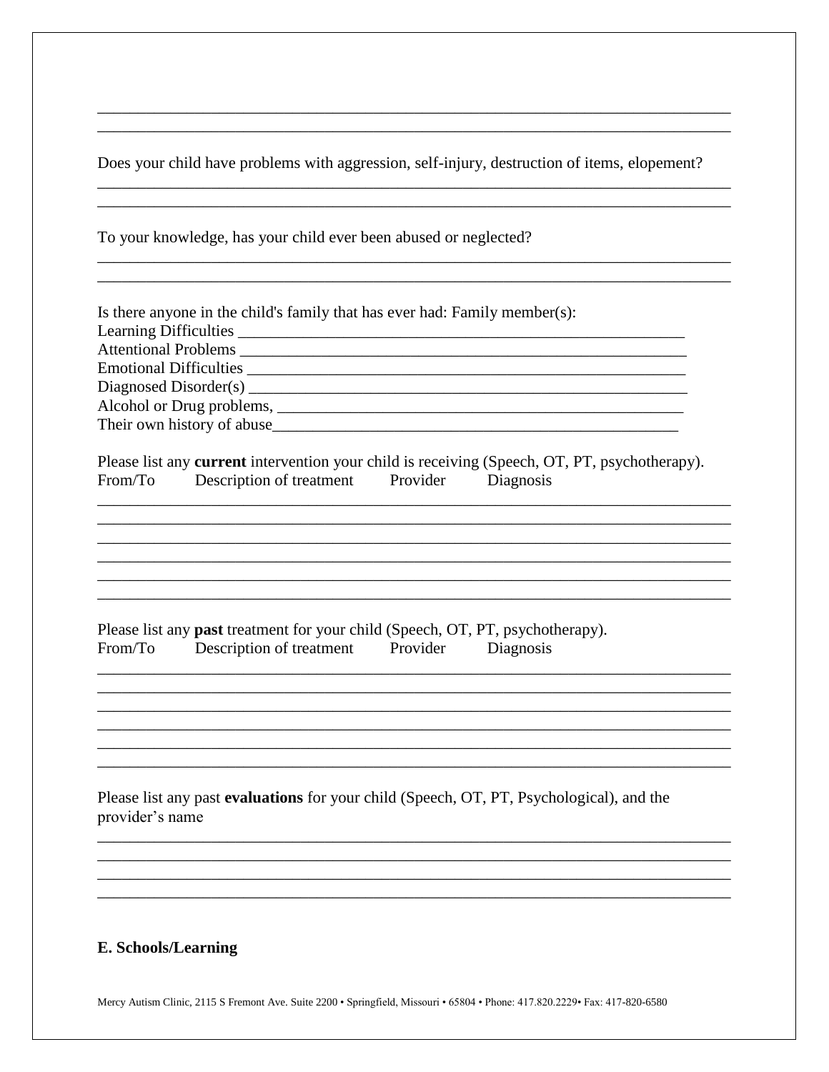\_\_\_\_\_\_\_\_\_\_\_\_\_\_\_\_\_\_\_\_\_\_\_\_\_\_\_\_\_\_\_\_\_\_\_\_\_\_\_\_\_\_\_\_\_\_\_\_\_\_\_\_\_\_\_\_\_\_\_\_\_\_\_\_\_\_\_\_\_\_\_\_\_\_\_\_
\_\_\_\_\_\_\_\_\_\_\_\_\_\_\_\_\_\_\_\_\_\_\_\_\_\_\_\_\_\_\_\_\_\_\_\_\_\_\_\_\_\_\_\_\_\_\_\_\_\_\_\_\_\_\_\_\_\_\_\_\_\_\_\_\_\_\_\_\_\_\_\_\_\_\_\_

Does your child have problems with aggression, self-injury, destruction of items, elopement?

\_\_\_\_\_\_\_\_\_\_\_\_\_\_\_\_\_\_\_\_\_\_\_\_\_\_\_\_\_\_\_\_\_\_\_\_\_\_\_\_\_\_\_\_\_\_\_\_\_\_\_\_\_\_\_\_\_\_\_\_\_\_\_\_\_\_\_\_\_\_\_\_\_\_\_\_
\_\_\_\_\_\_\_\_\_\_\_\_\_\_\_\_\_\_\_\_\_\_\_\_\_\_\_\_\_\_\_\_\_\_\_\_\_\_\_\_\_\_\_\_\_\_\_\_\_\_\_\_\_\_\_\_\_\_\_\_\_\_\_\_\_\_\_\_\_\_\_\_\_\_\_\_

To your knowledge, has your child ever been abused or neglected?

\_\_\_\_\_\_\_\_\_\_\_\_\_\_\_\_\_\_\_\_\_\_\_\_\_\_\_\_\_\_\_\_\_\_\_\_\_\_\_\_\_\_\_\_\_\_\_\_\_\_\_\_\_\_\_\_\_\_\_\_\_\_\_\_\_\_\_\_\_\_\_\_\_\_\_\_
\_\_\_\_\_\_\_\_\_\_\_\_\_\_\_\_\_\_\_\_\_\_\_\_\_\_\_\_\_\_\_\_\_\_\_\_\_\_\_\_\_\_\_\_\_\_\_\_\_\_\_\_\_\_\_\_\_\_\_\_\_\_\_\_\_\_\_\_\_\_\_\_\_\_\_\_

Is there anyone in the child's family that has ever had: Family member(s):

Learning Difficulties \_\_\_\_\_\_\_\_\_\_\_\_\_\_\_\_\_\_\_\_\_\_\_\_\_\_\_\_\_\_\_\_\_\_\_\_\_\_\_\_\_\_\_\_\_\_\_\_\_\_\_\_\_\_
Attentional Problems \_\_\_\_\_\_\_\_\_\_\_\_\_\_\_\_\_\_\_\_\_\_\_\_\_\_\_\_\_\_\_\_\_\_\_\_\_\_\_\_\_\_\_\_\_\_\_\_\_\_\_\_\_\_
Emotional Difficulties \_\_\_\_\_\_\_\_\_\_\_\_\_\_\_\_\_\_\_\_\_\_\_\_\_\_\_\_\_\_\_\_\_\_\_\_\_\_\_\_\_\_\_\_\_\_\_\_\_\_\_\_\_
Diagnosed Disorder(s) \_\_\_\_\_\_\_\_\_\_\_\_\_\_\_\_\_\_\_\_\_\_\_\_\_\_\_\_\_\_\_\_\_\_\_\_\_\_\_\_\_\_\_\_\_\_\_\_\_\_\_\_\_
Alcohol or Drug problems, \_\_\_\_\_\_\_\_\_\_\_\_\_\_\_\_\_\_\_\_\_\_\_\_\_\_\_\_\_\_\_\_\_\_\_\_\_\_\_\_\_\_\_\_\_\_\_\_\_\_
Their own history of abuse\_\_\_\_\_\_\_\_\_\_\_\_\_\_\_\_\_\_\_\_\_\_\_\_\_\_\_\_\_\_\_\_\_\_\_\_\_\_\_\_\_\_\_\_\_\_\_\_\_\_

Please list any **current** intervention your child is receiving (Speech, OT, PT, psychotherapy).

From/To Description of treatment Provider Diagnosis

\_\_\_\_\_\_\_\_\_\_\_\_\_\_\_\_\_\_\_\_\_\_\_\_\_\_\_\_\_\_\_\_\_\_\_\_\_\_\_\_\_\_\_\_\_\_\_\_\_\_\_\_\_\_\_\_\_\_\_\_\_\_\_\_\_\_\_\_\_\_\_\_\_\_\_\_
\_\_\_\_\_\_\_\_\_\_\_\_\_\_\_\_\_\_\_\_\_\_\_\_\_\_\_\_\_\_\_\_\_\_\_\_\_\_\_\_\_\_\_\_\_\_\_\_\_\_\_\_\_\_\_\_\_\_\_\_\_\_\_\_\_\_\_\_\_\_\_\_\_\_\_\_
\_\_\_\_\_\_\_\_\_\_\_\_\_\_\_\_\_\_\_\_\_\_\_\_\_\_\_\_\_\_\_\_\_\_\_\_\_\_\_\_\_\_\_\_\_\_\_\_\_\_\_\_\_\_\_\_\_\_\_\_\_\_\_\_\_\_\_\_\_\_\_\_\_\_\_\_
\_\_\_\_\_\_\_\_\_\_\_\_\_\_\_\_\_\_\_\_\_\_\_\_\_\_\_\_\_\_\_\_\_\_\_\_\_\_\_\_\_\_\_\_\_\_\_\_\_\_\_\_\_\_\_\_\_\_\_\_\_\_\_\_\_\_\_\_\_\_\_\_\_\_\_\_
\_\_\_\_\_\_\_\_\_\_\_\_\_\_\_\_\_\_\_\_\_\_\_\_\_\_\_\_\_\_\_\_\_\_\_\_\_\_\_\_\_\_\_\_\_\_\_\_\_\_\_\_\_\_\_\_\_\_\_\_\_\_\_\_\_\_\_\_\_\_\_\_\_\_\_\_
\_\_\_\_\_\_\_\_\_\_\_\_\_\_\_\_\_\_\_\_\_\_\_\_\_\_\_\_\_\_\_\_\_\_\_\_\_\_\_\_\_\_\_\_\_\_\_\_\_\_\_\_\_\_\_\_\_\_\_\_\_\_\_\_\_\_\_\_\_\_\_\_\_\_\_\_

Please list any **past** treatment for your child (Speech, OT, PT, psychotherapy).

From/To Description of treatment Provider Diagnosis

\_\_\_\_\_\_\_\_\_\_\_\_\_\_\_\_\_\_\_\_\_\_\_\_\_\_\_\_\_\_\_\_\_\_\_\_\_\_\_\_\_\_\_\_\_\_\_\_\_\_\_\_\_\_\_\_\_\_\_\_\_\_\_\_\_\_\_\_\_\_\_\_\_\_\_\_
\_\_\_\_\_\_\_\_\_\_\_\_\_\_\_\_\_\_\_\_\_\_\_\_\_\_\_\_\_\_\_\_\_\_\_\_\_\_\_\_\_\_\_\_\_\_\_\_\_\_\_\_\_\_\_\_\_\_\_\_\_\_\_\_\_\_\_\_\_\_\_\_\_\_\_\_
\_\_\_\_\_\_\_\_\_\_\_\_\_\_\_\_\_\_\_\_\_\_\_\_\_\_\_\_\_\_\_\_\_\_\_\_\_\_\_\_\_\_\_\_\_\_\_\_\_\_\_\_\_\_\_\_\_\_\_\_\_\_\_\_\_\_\_\_\_\_\_\_\_\_\_\_
\_\_\_\_\_\_\_\_\_\_\_\_\_\_\_\_\_\_\_\_\_\_\_\_\_\_\_\_\_\_\_\_\_\_\_\_\_\_\_\_\_\_\_\_\_\_\_\_\_\_\_\_\_\_\_\_\_\_\_\_\_\_\_\_\_\_\_\_\_\_\_\_\_\_\_\_
\_\_\_\_\_\_\_\_\_\_\_\_\_\_\_\_\_\_\_\_\_\_\_\_\_\_\_\_\_\_\_\_\_\_\_\_\_\_\_\_\_\_\_\_\_\_\_\_\_\_\_\_\_\_\_\_\_\_\_\_\_\_\_\_\_\_\_\_\_\_\_\_\_\_\_\_
\_\_\_\_\_\_\_\_\_\_\_\_\_\_\_\_\_\_\_\_\_\_\_\_\_\_\_\_\_\_\_\_\_\_\_\_\_\_\_\_\_\_\_\_\_\_\_\_\_\_\_\_\_\_\_\_\_\_\_\_\_\_\_\_\_\_\_\_\_\_\_\_\_\_\_\_

Please list any past **evaluations** for your child (Speech, OT, PT, Psychological), and the provider's name

\_\_\_\_\_\_\_\_\_\_\_\_\_\_\_\_\_\_\_\_\_\_\_\_\_\_\_\_\_\_\_\_\_\_\_\_\_\_\_\_\_\_\_\_\_\_\_\_\_\_\_\_\_\_\_\_\_\_\_\_\_\_\_\_\_\_\_\_\_\_\_\_\_\_\_\_
\_\_\_\_\_\_\_\_\_\_\_\_\_\_\_\_\_\_\_\_\_\_\_\_\_\_\_\_\_\_\_\_\_\_\_\_\_\_\_\_\_\_\_\_\_\_\_\_\_\_\_\_\_\_\_\_\_\_\_\_\_\_\_\_\_\_\_\_\_\_\_\_\_\_\_\_
\_\_\_\_\_\_\_\_\_\_\_\_\_\_\_\_\_\_\_\_\_\_\_\_\_\_\_\_\_\_\_\_\_\_\_\_\_\_\_\_\_\_\_\_\_\_\_\_\_\_\_\_\_\_\_\_\_\_\_\_\_\_\_\_\_\_\_\_\_\_\_\_\_\_\_\_
\_\_\_\_\_\_\_\_\_\_\_\_\_\_\_\_\_\_\_\_\_\_\_\_\_\_\_\_\_\_\_\_\_\_\_\_\_\_\_\_\_\_\_\_\_\_\_\_\_\_\_\_\_\_\_\_\_\_\_\_\_\_\_\_\_\_\_\_\_\_\_\_\_\_\_\_

## E. Schools/Learning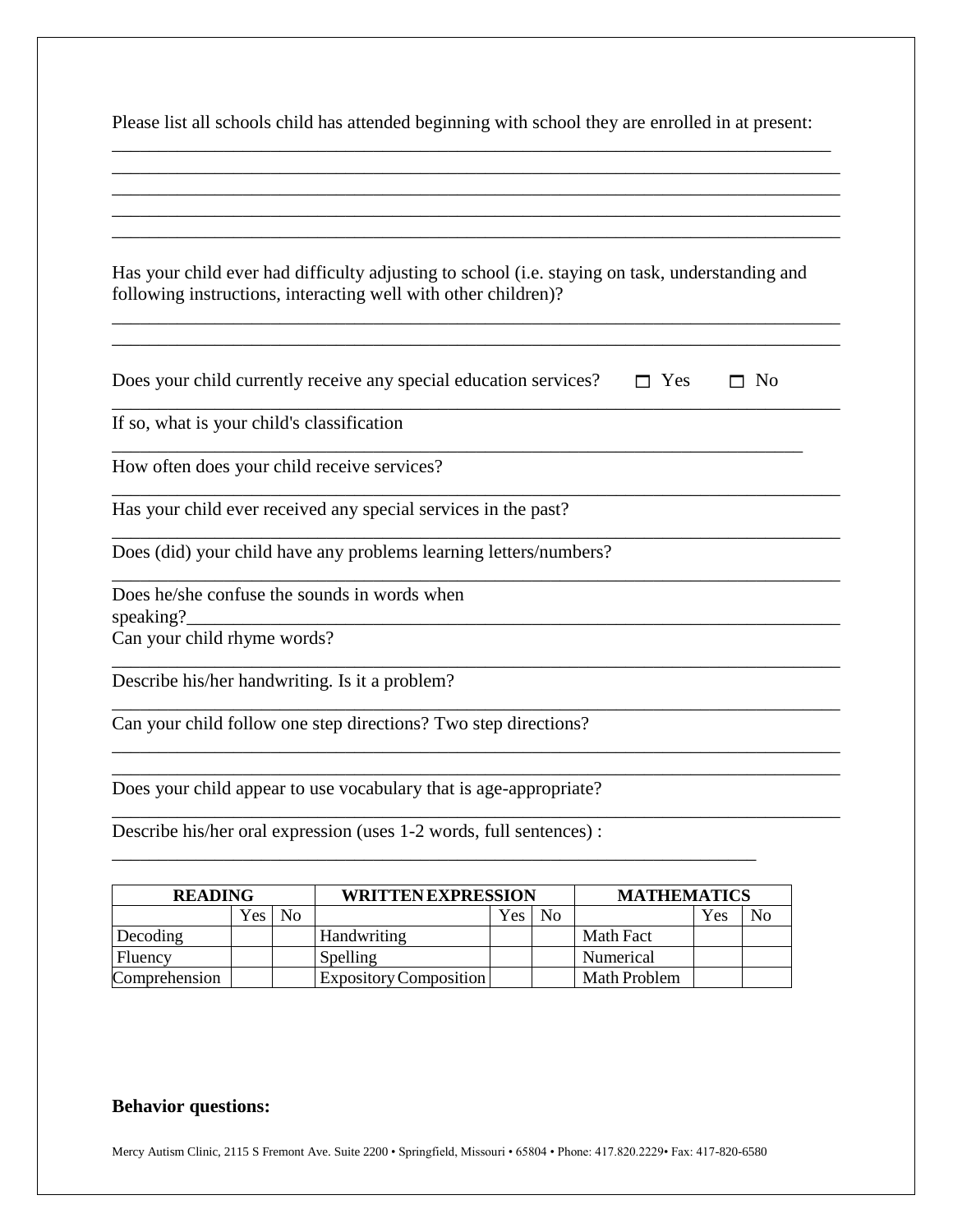Please list all schools child has attended beginning with school they are enrolled in at present:

_______________________________________________________________________________
_______________________________________________________________________________
_______________________________________________________________________________
_______________________________________________________________________________
_______________________________________________________________________________

Has your child ever had difficulty adjusting to school (i.e. staying on task, understanding and following instructions, interacting well with other children)?

_______________________________________________________________________________
_______________________________________________________________________________

Does your child currently receive any special education services? ☐ Yes ☐ No

_______________________________________________________________________________

If so, what is your child's classification

_______________________________________________________________________________

How often does your child receive services?

_______________________________________________________________________________

Has your child ever received any special services in the past?

_______________________________________________________________________________

Does (did) your child have any problems learning letters/numbers?

_______________________________________________________________________________

Does he/she confuse the sounds in words when speaking?_______________________________________________________________

Can your child rhyme words?

_______________________________________________________________________________

Describe his/her handwriting. Is it a problem?

_______________________________________________________________________________

Can your child follow one step directions? Two step directions?

_______________________________________________________________________________
_______________________________________________________________________________

Does your child appear to use vocabulary that is age-appropriate?

_______________________________________________________________________________

Describe his/her oral expression (uses 1-2 words, full sentences) :

_______________________________________________________________________________

| **READING** | | | **WRITTEN EXPRESSION** | | | **MATHEMATICS** | | |
|---|---|---|---|---|---|---|---|---|
| | Yes | No | | Yes | No | | Yes | No |
| Decoding | | | Handwriting | | | Math Fact | | |
| Fluency | | | Spelling | | | Numerical | | |
| Comprehension | | | Expository Composition | | | Math Problem | | |

**Behavior questions:**

Mercy Autism Clinic, 2115 S Fremont Ave. Suite 2200 • Springfield, Missouri • 65804 • Phone: 417.820.2229• Fax: 417-820-6580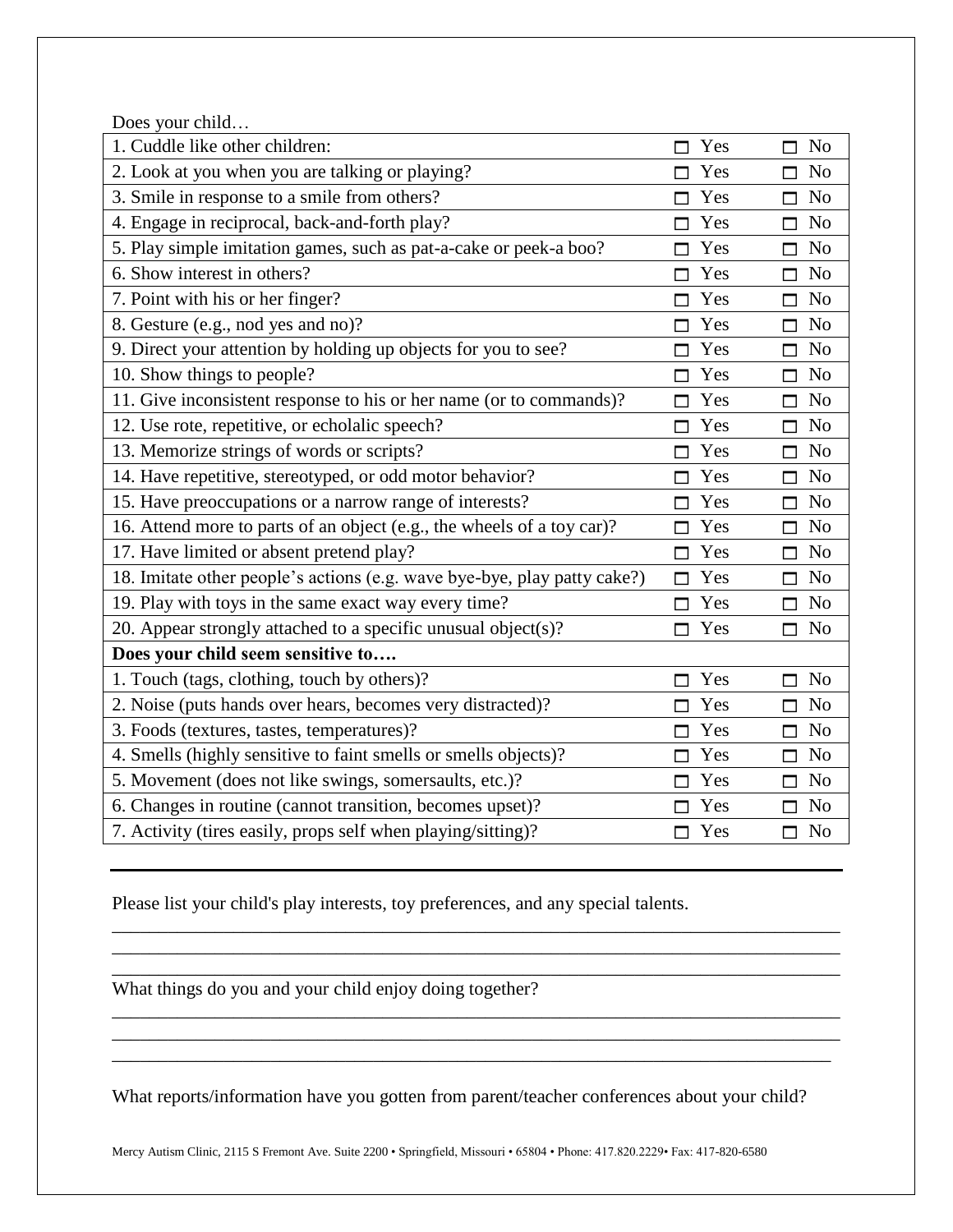Does your child…

| 1. Cuddle like other children: | ☐ Yes | ☐ No |
|---|---|---|
| 2. Look at you when you are talking or playing? | ☐ Yes | ☐ No |
| 3. Smile in response to a smile from others? | ☐ Yes | ☐ No |
| 4. Engage in reciprocal, back-and-forth play? | ☐ Yes | ☐ No |
| 5. Play simple imitation games, such as pat-a-cake or peek-a boo? | ☐ Yes | ☐ No |
| 6. Show interest in others? | ☐ Yes | ☐ No |
| 7. Point with his or her finger? | ☐ Yes | ☐ No |
| 8. Gesture (e.g., nod yes and no)? | ☐ Yes | ☐ No |
| 9. Direct your attention by holding up objects for you to see? | ☐ Yes | ☐ No |
| 10. Show things to people? | ☐ Yes | ☐ No |
| 11. Give inconsistent response to his or her name (or to commands)? | ☐ Yes | ☐ No |
| 12. Use rote, repetitive, or echolalic speech? | ☐ Yes | ☐ No |
| 13. Memorize strings of words or scripts? | ☐ Yes | ☐ No |
| 14. Have repetitive, stereotyped, or odd motor behavior? | ☐ Yes | ☐ No |
| 15. Have preoccupations or a narrow range of interests? | ☐ Yes | ☐ No |
| 16. Attend more to parts of an object (e.g., the wheels of a toy car)? | ☐ Yes | ☐ No |
| 17. Have limited or absent pretend play? | ☐ Yes | ☐ No |
| 18. Imitate other people's actions (e.g. wave bye-bye, play patty cake?) | ☐ Yes | ☐ No |
| 19. Play with toys in the same exact way every time? | ☐ Yes | ☐ No |
| 20. Appear strongly attached to a specific unusual object(s)? | ☐ Yes | ☐ No |
| **Does your child seem sensitive to….** | | |
| 1. Touch (tags, clothing, touch by others)? | ☐ Yes | ☐ No |
| 2. Noise (puts hands over hears, becomes very distracted)? | ☐ Yes | ☐ No |
| 3. Foods (textures, tastes, temperatures)? | ☐ Yes | ☐ No |
| 4. Smells (highly sensitive to faint smells or smells objects)? | ☐ Yes | ☐ No |
| 5. Movement (does not like swings, somersaults, etc.)? | ☐ Yes | ☐ No |
| 6. Changes in routine (cannot transition, becomes upset)? | ☐ Yes | ☐ No |
| 7. Activity (tires easily, props self when playing/sitting)? | ☐ Yes | ☐ No |

---

Please list your child's play interests, toy preferences, and any special talents.

______________________________________________________________________________
______________________________________________________________________________
______________________________________________________________________________

What things do you and your child enjoy doing together?

______________________________________________________________________________
______________________________________________________________________________
______________________________________________________________________________

What reports/information have you gotten from parent/teacher conferences about your child?

Mercy Autism Clinic, 2115 S Fremont Ave. Suite 2200 • Springfield, Missouri • 65804 • Phone: 417.820.2229• Fax: 417-820-6580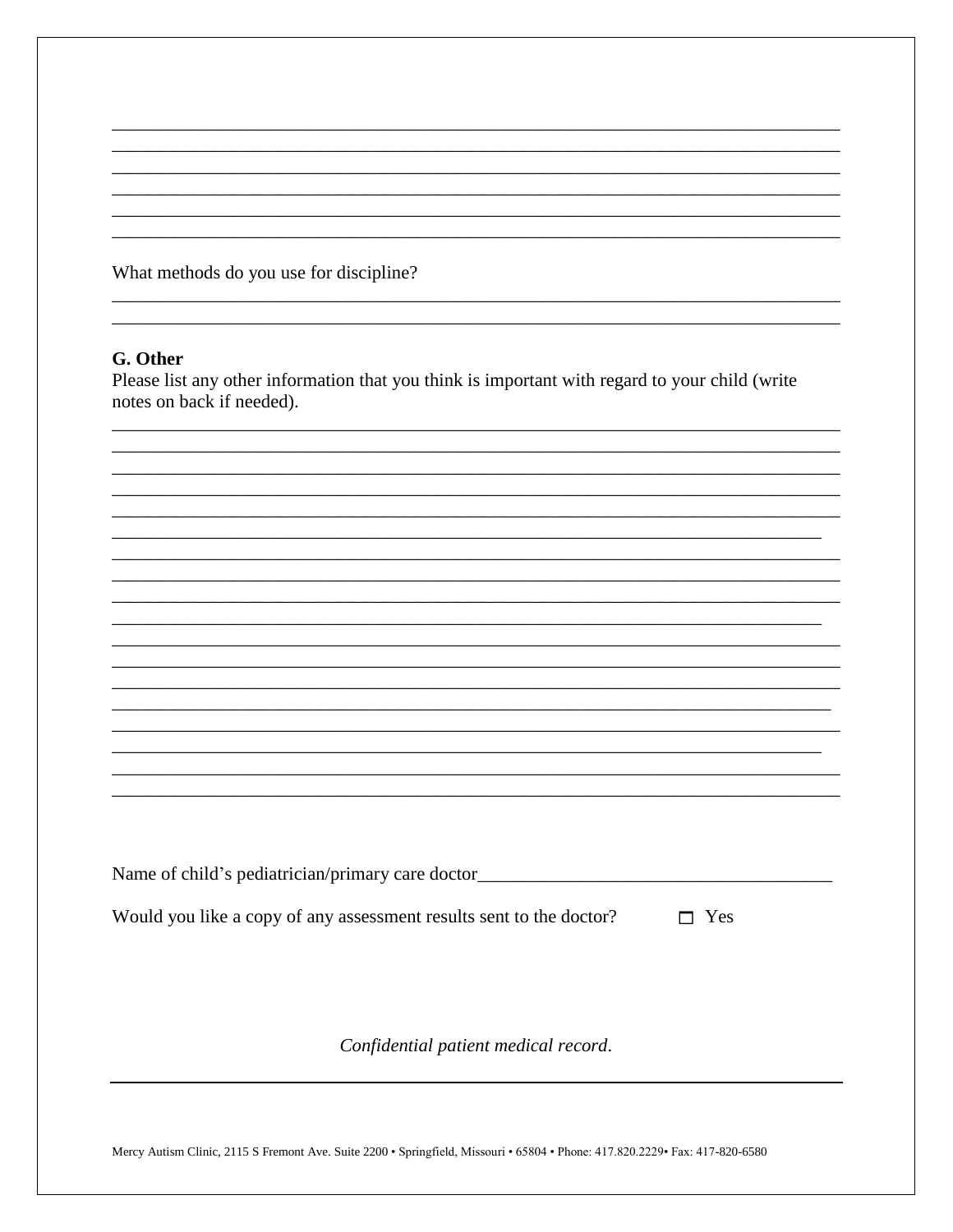What methods do you use for discipline?

**G. Other**

Please list any other information that you think is important with regard to your child (write notes on back if needed).

Name of child's pediatrician/primary care doctor________________________________________

Would you like a copy of any assessment results sent to the doctor? ☐ Yes

*Confidential patient medical record*.

Mercy Autism Clinic, 2115 S Fremont Ave. Suite 2200 • Springfield, Missouri • 65804 • Phone: 417.820.2229• Fax: 417-820-6580